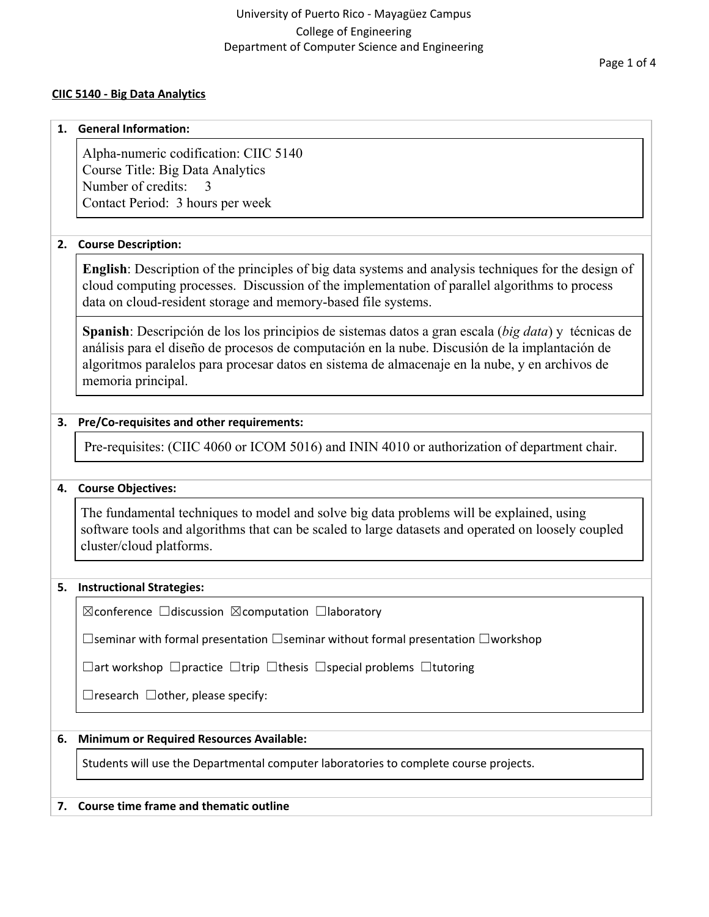University of Puerto Rico - Mayagüez Campus
College of Engineering
Department of Computer Science and Engineering

**CIIC 5140 - Big Data Analytics**

## 1. General Information:

Alpha-numeric codification: CIIC 5140
Course Title: Big Data Analytics
Number of credits: 3
Contact Period: 3 hours per week

## 2. Course Description:

**English**: Description of the principles of big data systems and analysis techniques for the design of cloud computing processes. Discussion of the implementation of parallel algorithms to process data on cloud-resident storage and memory-based file systems.

**Spanish**: Descripción de los los principios de sistemas datos a gran escala (*big data*) y técnicas de análisis para el diseño de procesos de computación en la nube. Discusión de la implantación de algoritmos paralelos para procesar datos en sistema de almacenaje en la nube, y en archivos de memoria principal.

## 3. Pre/Co-requisites and other requirements:

Pre-requisites: (CIIC 4060 or ICOM 5016) and ININ 4010 or authorization of department chair.

## 4. Course Objectives:

The fundamental techniques to model and solve big data problems will be explained, using software tools and algorithms that can be scaled to large datasets and operated on loosely coupled cluster/cloud platforms.

## 5. Instructional Strategies:

☒conference ☐discussion ☒computation ☐laboratory

☐seminar with formal presentation ☐seminar without formal presentation ☐workshop

☐art workshop ☐practice ☐trip ☐thesis ☐special problems ☐tutoring

☐research ☐other, please specify:

## 6. Minimum or Required Resources Available:

Students will use the Departmental computer laboratories to complete course projects.

## 7. Course time frame and thematic outline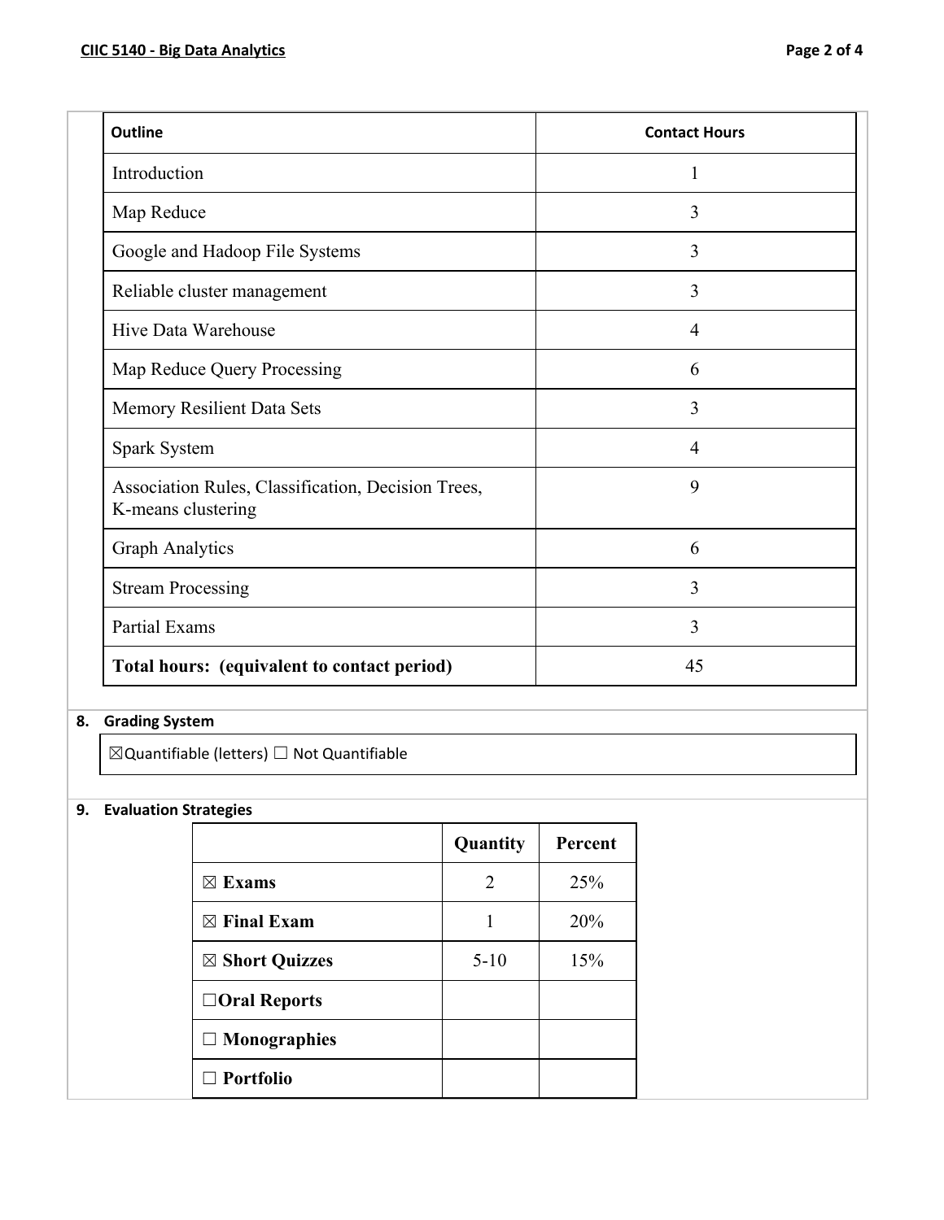| Outline | Contact Hours |
|---|---|
| Introduction | 1 |
| Map Reduce | 3 |
| Google and Hadoop File Systems | 3 |
| Reliable cluster management | 3 |
| Hive Data Warehouse | 4 |
| Map Reduce Query Processing | 6 |
| Memory Resilient Data Sets | 3 |
| Spark System | 4 |
| Association Rules, Classification, Decision Trees, K-means clustering | 9 |
| Graph Analytics | 6 |
| Stream Processing | 3 |
| Partial Exams | 3 |
| **Total hours: (equivalent to contact period)** | 45 |

## 8. Grading System

☒Quantifiable (letters) ☐ Not Quantifiable

## 9. Evaluation Strategies

| | Quantity | Percent |
|---|---|---|
| ☒ **Exams** | 2 | 25% |
| ☒ **Final Exam** | 1 | 20% |
| ☒ **Short Quizzes** | 5-10 | 15% |
| ☐**Oral Reports** | | |
| ☐ **Monographies** | | |
| ☐ **Portfolio** | | |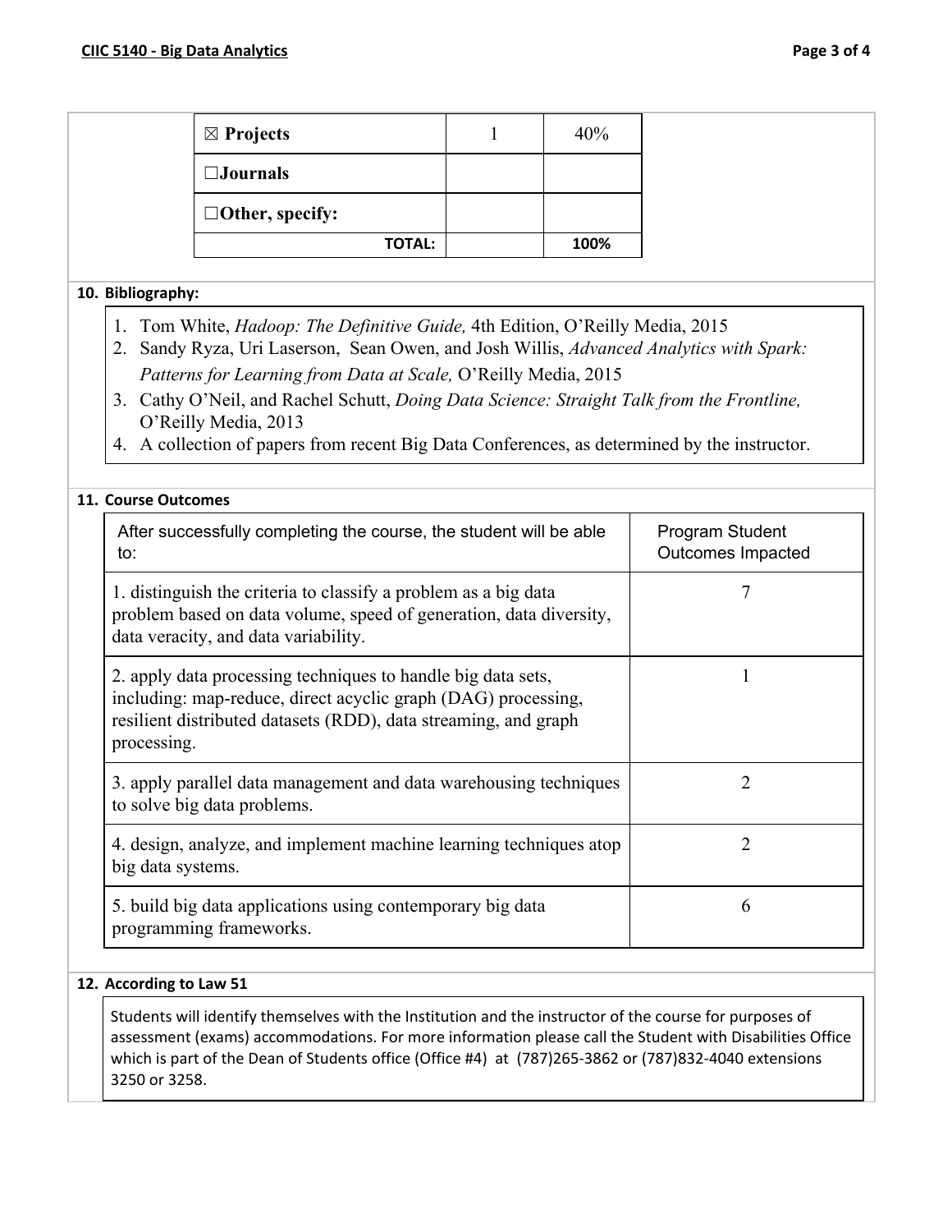| | | |
|---|---|---|
| ☒ **Projects** | 1 | 40% |
| ☐**Journals** | | |
| ☐**Other, specify:** | | |
| **TOTAL:** | | **100%** |

**10. Bibliography:**

1. Tom White, *Hadoop: The Definitive Guide,* 4th Edition, O'Reilly Media, 2015
2. Sandy Ryza, Uri Laserson, Sean Owen, and Josh Willis, *Advanced Analytics with Spark: Patterns for Learning from Data at Scale,* O'Reilly Media, 2015
3. Cathy O'Neil, and Rachel Schutt, *Doing Data Science: Straight Talk from the Frontline,* O'Reilly Media, 2013
4. A collection of papers from recent Big Data Conferences, as determined by the instructor.

**11. Course Outcomes**

| After successfully completing the course, the student will be able to: | Program Student Outcomes Impacted |
|---|---|
| 1. distinguish the criteria to classify a problem as a big data problem based on data volume, speed of generation, data diversity, data veracity, and data variability. | 7 |
| 2. apply data processing techniques to handle big data sets, including: map-reduce, direct acyclic graph (DAG) processing, resilient distributed datasets (RDD), data streaming, and graph processing. | 1 |
| 3. apply parallel data management and data warehousing techniques to solve big data problems. | 2 |
| 4. design, analyze, and implement machine learning techniques atop big data systems. | 2 |
| 5. build big data applications using contemporary big data programming frameworks. | 6 |

**12. According to Law 51**

Students will identify themselves with the Institution and the instructor of the course for purposes of assessment (exams) accommodations. For more information please call the Student with Disabilities Office which is part of the Dean of Students office (Office #4) at (787)265-3862 or (787)832-4040 extensions 3250 or 3258.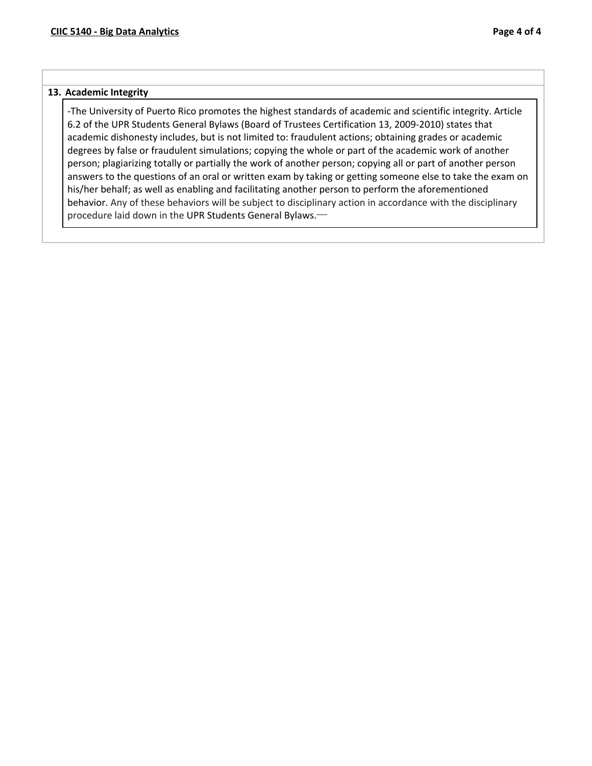## 13. Academic Integrity

-The University of Puerto Rico promotes the highest standards of academic and scientific integrity. Article 6.2 of the UPR Students General Bylaws (Board of Trustees Certification 13, 2009-2010) states that academic dishonesty includes, but is not limited to: fraudulent actions; obtaining grades or academic degrees by false or fraudulent simulations; copying the whole or part of the academic work of another person; plagiarizing totally or partially the work of another person; copying all or part of another person answers to the questions of an oral or written exam by taking or getting someone else to take the exam on his/her behalf; as well as enabling and facilitating another person to perform the aforementioned behavior. Any of these behaviors will be subject to disciplinary action in accordance with the disciplinary procedure laid down in the UPR Students General Bylaws.—